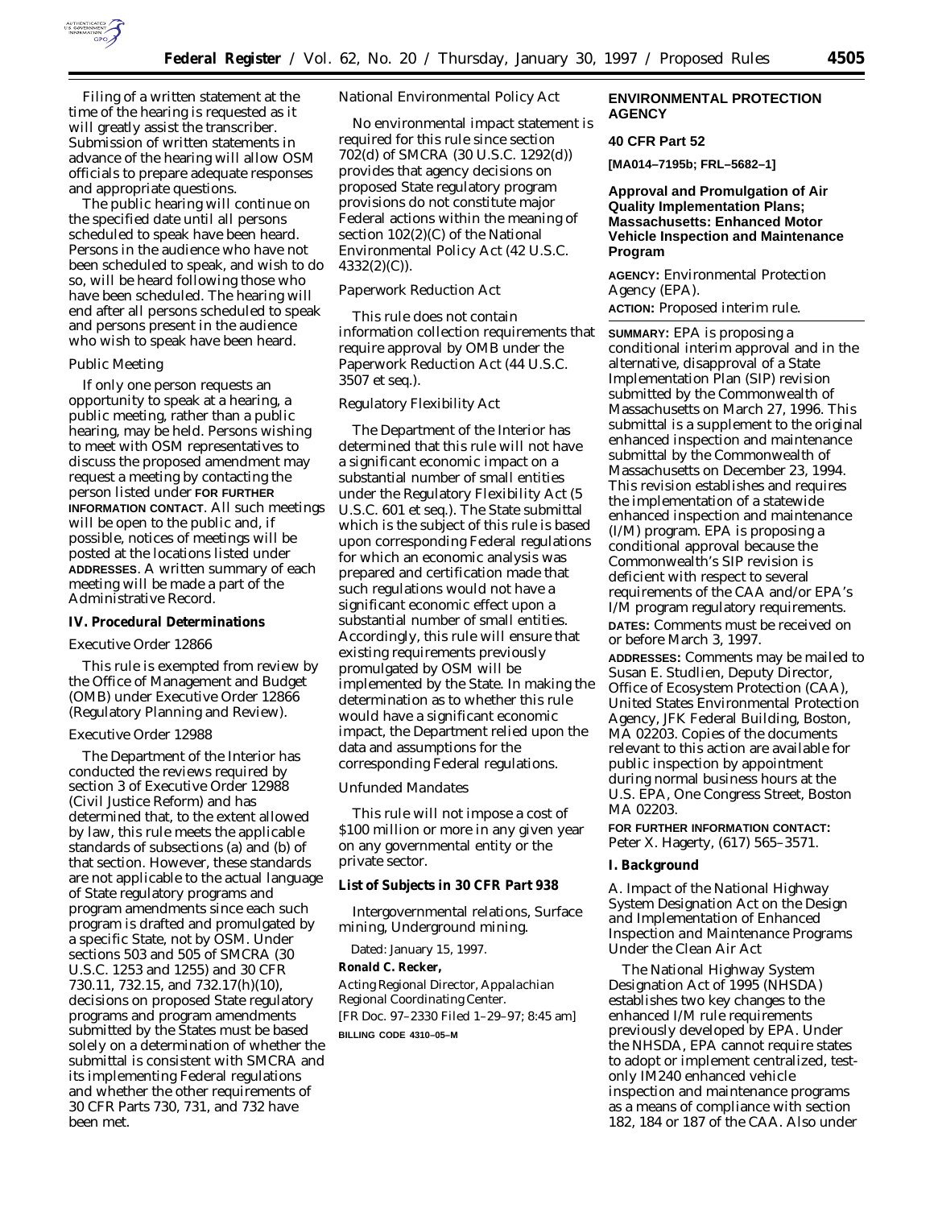Filing of a written statement at the time of the hearing is requested as it will greatly assist the transcriber. Submission of written statements in advance of the hearing will allow OSM officials to prepare adequate responses and appropriate questions.

The public hearing will continue on the specified date until all persons scheduled to speak have been heard. Persons in the audience who have not been scheduled to speak, and wish to do so, will be heard following those who have been scheduled. The hearing will end after all persons scheduled to speak and persons present in the audience who wish to speak have been heard.

*Public Meeting*

If only one person requests an opportunity to speak at a hearing, a public meeting, rather than a public hearing, may be held. Persons wishing to meet with OSM representatives to discuss the proposed amendment may request a meeting by contacting the person listed under **FOR FURTHER INFORMATION CONTACT**. All such meetings will be open to the public and, if possible, notices of meetings will be posted at the locations listed under **ADDRESSES**. A written summary of each meeting will be made a part of the Administrative Record.

## IV. Procedural Determinations

*Executive Order 12866*

This rule is exempted from review by the Office of Management and Budget (OMB) under Executive Order 12866 (Regulatory Planning and Review).

*Executive Order 12988*

The Department of the Interior has conducted the reviews required by section 3 of Executive Order 12988 (Civil Justice Reform) and has determined that, to the extent allowed by law, this rule meets the applicable standards of subsections (a) and (b) of that section. However, these standards are not applicable to the actual language of State regulatory programs and program amendments since each such program is drafted and promulgated by a specific State, not by OSM. Under sections 503 and 505 of SMCRA (30 U.S.C. 1253 and 1255) and 30 CFR 730.11, 732.15, and 732.17(h)(10), decisions on proposed State regulatory programs and program amendments submitted by the States must be based solely on a determination of whether the submittal is consistent with SMCRA and its implementing Federal regulations and whether the other requirements of 30 CFR Parts 730, 731, and 732 have been met.

*National Environmental Policy Act*

No environmental impact statement is required for this rule since section 702(d) of SMCRA (30 U.S.C. 1292(d)) provides that agency decisions on proposed State regulatory program provisions do not constitute major Federal actions within the meaning of section 102(2)(C) of the National Environmental Policy Act (42 U.S.C. 4332(2)(C)).

*Paperwork Reduction Act*

This rule does not contain information collection requirements that require approval by OMB under the Paperwork Reduction Act (44 U.S.C. 3507 et seq.).

*Regulatory Flexibility Act*

The Department of the Interior has determined that this rule will not have a significant economic impact on a substantial number of small entities under the Regulatory Flexibility Act (5 U.S.C. 601 et seq.). The State submittal which is the subject of this rule is based upon corresponding Federal regulations for which an economic analysis was prepared and certification made that such regulations would not have a significant economic effect upon a substantial number of small entities. Accordingly, this rule will ensure that existing requirements previously promulgated by OSM will be implemented by the State. In making the determination as to whether this rule would have a significant economic impact, the Department relied upon the data and assumptions for the corresponding Federal regulations.

*Unfunded Mandates*

This rule will not impose a cost of $100 million or more in any given year on any governmental entity or the private sector.

**List of Subjects in 30 CFR Part 938**

Intergovernmental relations, Surface mining, Underground mining.

Dated: January 15, 1997.

**Ronald C. Recker,**

*Acting Regional Director, Appalachian Regional Coordinating Center.*

[FR Doc. 97–2330 Filed 1–29–97; 8:45 am]

**BILLING CODE 4310–05–M**

---

# ENVIRONMENTAL PROTECTION AGENCY

## 40 CFR Part 52

**[MA014–7195b; FRL–5682–1]**

## Approval and Promulgation of Air Quality Implementation Plans; Massachusetts: Enhanced Motor Vehicle Inspection and Maintenance Program

**AGENCY:** Environmental Protection Agency (EPA).

**ACTION:** Proposed interim rule.

**SUMMARY:** EPA is proposing a conditional interim approval and in the alternative, disapproval of a State Implementation Plan (SIP) revision submitted by the Commonwealth of Massachusetts on March 27, 1996. This submittal is a supplement to the original enhanced inspection and maintenance submittal by the Commonwealth of Massachusetts on December 23, 1994. This revision establishes and requires the implementation of a statewide enhanced inspection and maintenance (I/M) program. EPA is proposing a conditional approval because the Commonwealth's SIP revision is deficient with respect to several requirements of the CAA and/or EPA's I/M program regulatory requirements.

**DATES:** Comments must be received on or before March 3, 1997.

**ADDRESSES:** Comments may be mailed to Susan E. Studlien, Deputy Director, Office of Ecosystem Protection (CAA), United States Environmental Protection Agency, JFK Federal Building, Boston, MA 02203. Copies of the documents relevant to this action are available for public inspection by appointment during normal business hours at the U.S. EPA, One Congress Street, Boston MA 02203.

**FOR FURTHER INFORMATION CONTACT:** Peter X. Hagerty, (617) 565–3571.

## I. Background

*A. Impact of the National Highway System Designation Act on the Design and Implementation of Enhanced Inspection and Maintenance Programs Under the Clean Air Act*

The National Highway System Designation Act of 1995 (NHSDA) establishes two key changes to the enhanced I/M rule requirements previously developed by EPA. Under the NHSDA, EPA cannot require states to adopt or implement centralized, test-only IM240 enhanced vehicle inspection and maintenance programs as a means of compliance with section 182, 184 or 187 of the CAA. Also under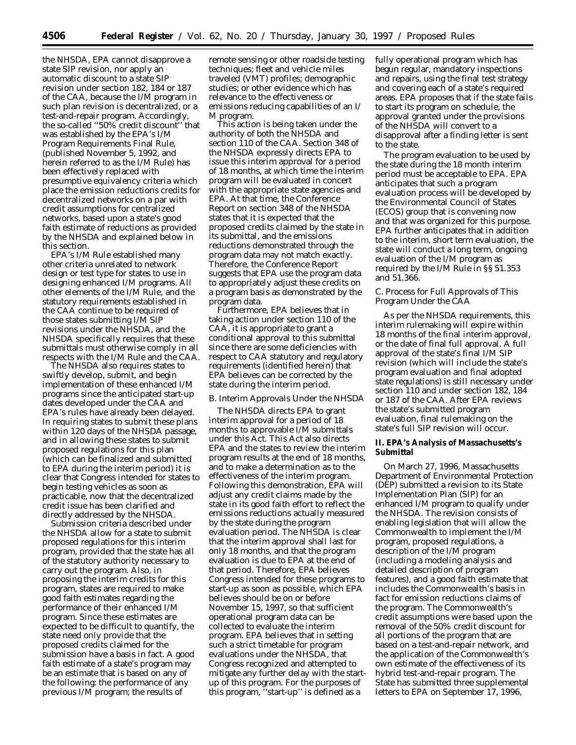the NHSDA, EPA cannot disapprove a state SIP revision, nor apply an automatic discount to a state SIP revision under section 182, 184 or 187 of the CAA, because the I/M program in such plan revision is decentralized, or a test-and-repair program. Accordingly, the so-called ''50% credit discount'' that was established by the EPA's I/M Program Requirements Final Rule, (published November 5, 1992, and herein referred to as the I/M Rule) has been effectively replaced with presumptive equivalency criteria which place the emission reductions credits for decentralized networks on a par with credit assumptions for centralized networks, based upon a state's good faith estimate of reductions as provided by the NHSDA and explained below in this section.

EPA's I/M Rule established many other criteria unrelated to network design or test type for states to use in designing enhanced I/M programs. All other elements of the I/M Rule, and the statutory requirements established in the CAA continue to be required of those states submitting I/M SIP revisions under the NHSDA, and the NHSDA specifically requires that these submittals must otherwise comply in all respects with the I/M Rule and the CAA.

The NHSDA also requires states to swiftly develop, submit, and begin implementation of these enhanced I/M programs since the anticipated start-up dates developed under the CAA and EPA's rules have already been delayed. In requiring states to submit these plans within 120 days of the NHSDA passage, and in allowing these states to submit proposed regulations for this plan (which can be finalized and submitted to EPA during the interim period) it is clear that Congress intended for states to begin testing vehicles as soon as practicable, now that the decentralized credit issue has been clarified and directly addressed by the NHSDA.

Submission criteria described under the NHSDA allow for a state to submit proposed regulations for this interim program, provided that the state has all of the statutory authority necessary to carry out the program. Also, in proposing the interim credits for this program, states are required to make good faith estimates regarding the performance of their enhanced I/M program. Since these estimates are expected to be difficult to quantify, the state need only provide that the proposed credits claimed for the submission have a basis in fact. A good faith estimate of a state's program may be an estimate that is based on any of the following: the performance of any previous I/M program; the results of remote sensing or other roadside testing techniques; fleet and vehicle miles traveled (VMT) profiles; demographic studies; or other evidence which has relevance to the effectiveness or emissions reducing capabilities of an I/M program.

This action is being taken under the authority of both the NHSDA and section 110 of the CAA. Section 348 of the NHSDA expressly directs EPA to issue this interim approval for a period of 18 months, at which time the interim program will be evaluated in concert with the appropriate state agencies and EPA. At that time, the Conference Report on section 348 of the NHSDA states that it is expected that the proposed credits claimed by the state in its submittal, and the emissions reductions demonstrated through the program data may not match exactly. Therefore, the Conference Report suggests that EPA use the program data to appropriately adjust these credits on a program basis as demonstrated by the program data.

Furthermore, EPA believes that in taking action under section 110 of the CAA, it is appropriate to grant a conditional approval to this submittal since there are some deficiencies with respect to CAA statutory and regulatory requirements (identified herein) that EPA believes can be corrected by the state during the interim period.

*B. Interim Approvals Under the NHSDA*

The NHSDA directs EPA to grant interim approval for a period of 18 months to approvable I/M submittals under this Act. This Act also directs EPA and the states to review the interim program results at the end of 18 months, and to make a determination as to the effectiveness of the interim program. Following this demonstration, EPA will adjust any credit claims made by the state in its good faith effort to reflect the emissions reductions actually measured by the state during the program evaluation period. The NHSDA is clear that the interim approval shall last for only 18 months, and that the program evaluation is due to EPA at the end of that period. Therefore, EPA believes Congress intended for these programs to start-up as soon as possible, which EPA believes should be on or before November 15, 1997, so that sufficient operational program data can be collected to evaluate the interim program. EPA believes that in setting such a strict timetable for program evaluations under the NHSDA, that Congress recognized and attempted to mitigate any further delay with the start-up of this program. For the purposes of this program, ''start-up'' is defined as a fully operational program which has begun regular, mandatory inspections and repairs, using the final test strategy and covering each of a state's required areas. EPA proposes that if the state fails to start its program on schedule, the approval granted under the provisions of the NHSDA will convert to a disapproval after a finding letter is sent to the state.

The program evaluation to be used by the state during the 18 month interim period must be acceptable to EPA. EPA anticipates that such a program evaluation process will be developed by the Environmental Council of States (ECOS) group that is convening now and that was organized for this purpose. EPA further anticipates that in addition to the interim, short term evaluation, the state will conduct a long term, ongoing evaluation of the I/M program as required by the I/M Rule in §§ 51.353 and 51.366.

*C. Process for Full Approvals of This Program Under the CAA*

As per the NHSDA requirements, this interim rulemaking will expire within 18 months of the final interim approval, or the date of final full approval. A full approval of the state's final I/M SIP revision (which will include the state's program evaluation and final adopted state regulations) is still necessary under section 110 and under section 182, 184 or 187 of the CAA. After EPA reviews the state's submitted program evaluation, final rulemaking on the state's full SIP revision will occur.

**II. EPA's Analysis of Massachusetts's Submittal**

On March 27, 1996, Massachusetts Department of Environmental Protection (DEP) submitted a revision to its State Implementation Plan (SIP) for an enhanced I/M program to qualify under the NHSDA. The revision consists of enabling legislation that will allow the Commonwealth to implement the I/M program, proposed regulations, a description of the I/M program (including a modeling analysis and detailed description of program features), and a good faith estimate that includes the Commonwealth's basis in fact for emission reductions claims of the program. The Commonwealth's credit assumptions were based upon the removal of the 50% credit discount for all portions of the program that are based on a test-and-repair network, and the application of the Commonwealth's own estimate of the effectiveness of its hybrid test-and-repair program. The State has submitted three supplemental letters to EPA on September 17, 1996,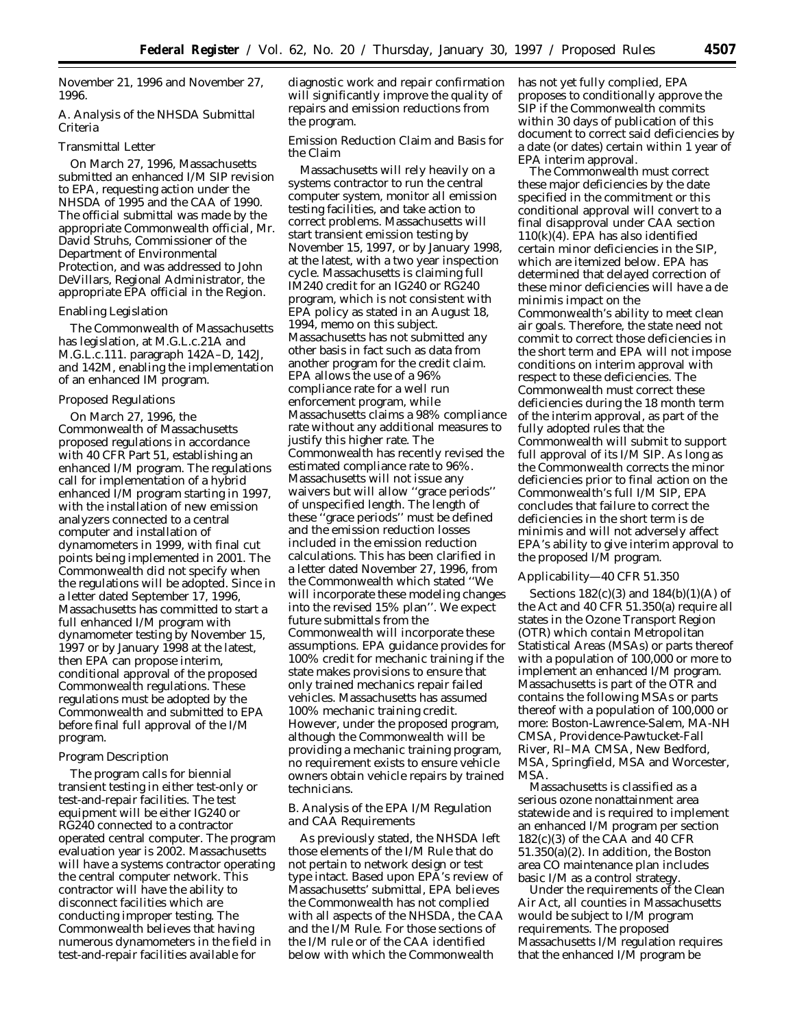November 21, 1996 and November 27, 1996.

### A. Analysis of the NHSDA Submittal Criteria

#### Transmittal Letter

On March 27, 1996, Massachusetts submitted an enhanced I/M SIP revision to EPA, requesting action under the NHSDA of 1995 and the CAA of 1990. The official submittal was made by the appropriate Commonwealth official, Mr. David Struhs, Commissioner of the Department of Environmental Protection, and was addressed to John DeVillars, Regional Administrator, the appropriate EPA official in the Region.

#### Enabling Legislation

The Commonwealth of Massachusetts has legislation, at M.G.L.c.21A and M.G.L.c.111. paragraph 142A–D, 142J, and 142M, enabling the implementation of an enhanced IM program.

#### Proposed Regulations

On March 27, 1996, the Commonwealth of Massachusetts proposed regulations in accordance with 40 CFR Part 51, establishing an enhanced I/M program. The regulations call for implementation of a hybrid enhanced I/M program starting in 1997, with the installation of new emission analyzers connected to a central computer and installation of dynamometers in 1999, with final cut points being implemented in 2001. The Commonwealth did not specify when the regulations will be adopted. Since in a letter dated September 17, 1996, Massachusetts has committed to start a full enhanced I/M program with dynamometer testing by November 15, 1997 or by January 1998 at the latest, then EPA can propose interim, conditional approval of the proposed Commonwealth regulations. These regulations must be adopted by the Commonwealth and submitted to EPA before final full approval of the I/M program.

#### Program Description

The program calls for biennial transient testing in either test-only or test-and-repair facilities. The test equipment will be either IG240 or RG240 connected to a contractor operated central computer. The program evaluation year is 2002. Massachusetts will have a systems contractor operating the central computer network. This contractor will have the ability to disconnect facilities which are conducting improper testing. The Commonwealth believes that having numerous dynamometers in the field in test-and-repair facilities available for diagnostic work and repair confirmation will significantly improve the quality of repairs and emission reductions from the program.

#### Emission Reduction Claim and Basis for the Claim

Massachusetts will rely heavily on a systems contractor to run the central computer system, monitor all emission testing facilities, and take action to correct problems. Massachusetts will start transient emission testing by November 15, 1997, or by January 1998, at the latest, with a two year inspection cycle. Massachusetts is claiming full IM240 credit for an IG240 or RG240 program, which is not consistent with EPA policy as stated in an August 18, 1994, memo on this subject. Massachusetts has not submitted any other basis in fact such as data from another program for the credit claim. EPA allows the use of a 96% compliance rate for a well run enforcement program, while Massachusetts claims a 98% compliance rate without any additional measures to justify this higher rate. The Commonwealth has recently revised the estimated compliance rate to 96%. Massachusetts will not issue any waivers but will allow ''grace periods'' of unspecified length. The length of these ''grace periods'' must be defined and the emission reduction losses included in the emission reduction calculations. This has been clarified in a letter dated November 27, 1996, from the Commonwealth which stated ''We will incorporate these modeling changes into the revised 15% plan''. We expect future submittals from the Commonwealth will incorporate these assumptions. EPA guidance provides for 100% credit for mechanic training if the state makes provisions to ensure that only trained mechanics repair failed vehicles. Massachusetts has assumed 100% mechanic training credit. However, under the proposed program, although the Commonwealth will be providing a mechanic training program, no requirement exists to ensure vehicle owners obtain vehicle repairs by trained technicians.

### B. Analysis of the EPA I/M Regulation and CAA Requirements

As previously stated, the NHSDA left those elements of the I/M Rule that do not pertain to network design or test type intact. Based upon EPA's review of Massachusetts' submittal, EPA believes the Commonwealth has not complied with all aspects of the NHSDA, the CAA and the I/M Rule. For those sections of the I/M rule or of the CAA identified below with which the Commonwealth has not yet fully complied, EPA proposes to conditionally approve the SIP if the Commonwealth commits within 30 days of publication of this document to correct said deficiencies by a date (or dates) certain within 1 year of EPA interim approval.

The Commonwealth must correct these major deficiencies by the date specified in the commitment or this conditional approval will convert to a final disapproval under CAA section 110(k)(4). EPA has also identified certain minor deficiencies in the SIP, which are itemized below. EPA has determined that delayed correction of these minor deficiencies will have a de minimis impact on the Commonwealth's ability to meet clean air goals. Therefore, the state need not commit to correct those deficiencies in the short term and EPA will not impose conditions on interim approval with respect to these deficiencies. The Commonwealth must correct these deficiencies during the 18 month term of the interim approval, as part of the fully adopted rules that the Commonwealth will submit to support full approval of its I/M SIP. As long as the Commonwealth corrects the minor deficiencies prior to final action on the Commonwealth's full I/M SIP, EPA concludes that failure to correct the deficiencies in the short term is de minimis and will not adversely affect EPA's ability to give interim approval to the proposed I/M program.

#### Applicability—40 CFR 51.350

Sections 182(c)(3) and 184(b)(1)(A) of the Act and 40 CFR 51.350(a) require all states in the Ozone Transport Region (OTR) which contain Metropolitan Statistical Areas (MSAs) or parts thereof with a population of 100,000 or more to implement an enhanced I/M program. Massachusetts is part of the OTR and contains the following MSAs or parts thereof with a population of 100,000 or more: Boston-Lawrence-Salem, MA-NH CMSA, Providence-Pawtucket-Fall River, RI–MA CMSA, New Bedford, MSA, Springfield, MSA and Worcester, MSA.

Massachusetts is classified as a serious ozone nonattainment area statewide and is required to implement an enhanced I/M program per section 182(c)(3) of the CAA and 40 CFR 51.350(a)(2). In addition, the Boston area CO maintenance plan includes basic I/M as a control strategy.

Under the requirements of the Clean Air Act, all counties in Massachusetts would be subject to I/M program requirements. The proposed Massachusetts I/M regulation requires that the enhanced I/M program be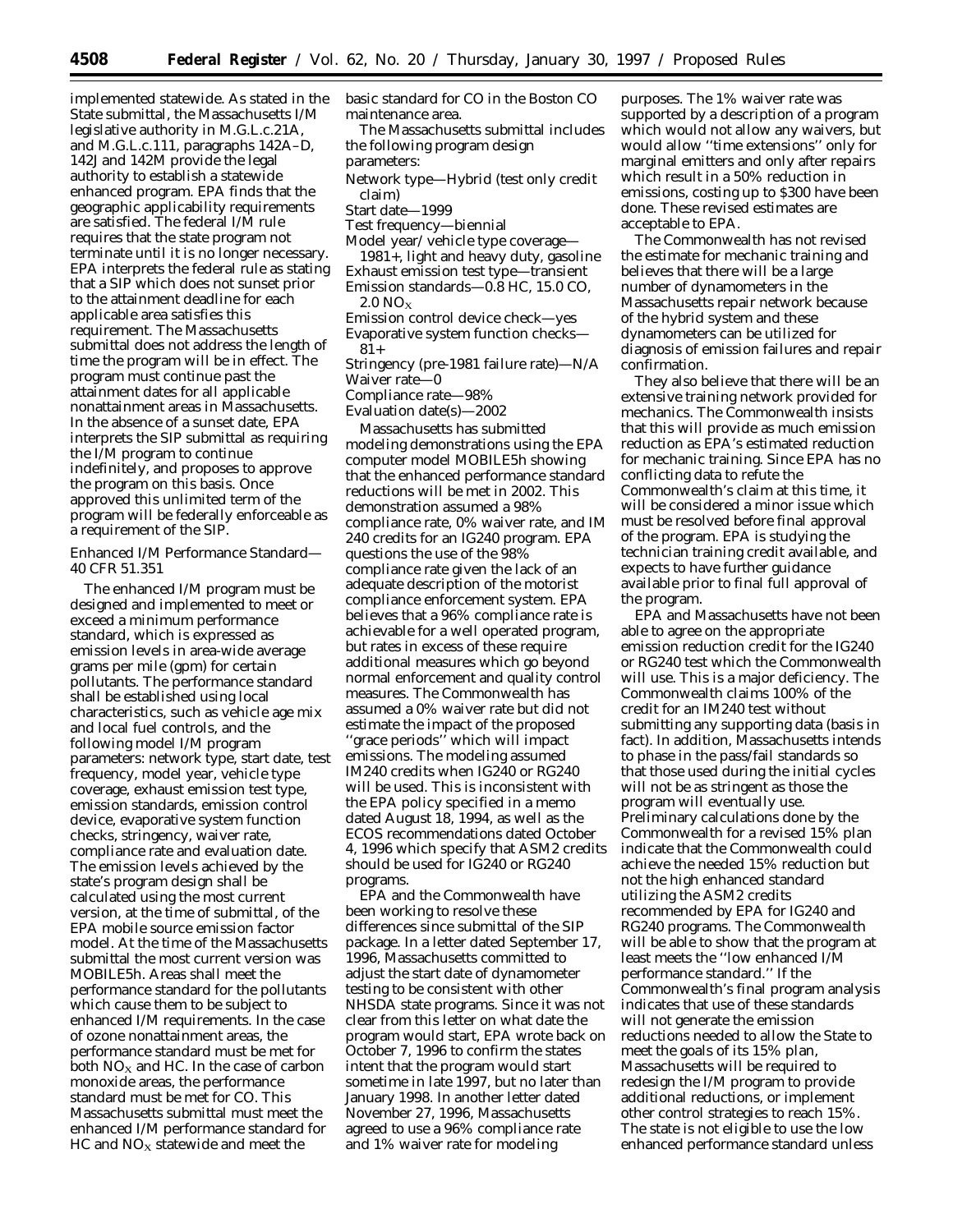implemented statewide. As stated in the State submittal, the Massachusetts I/M legislative authority in M.G.L.c.21A, and M.G.L.c.111, paragraphs 142A–D, 142J and 142M provide the legal authority to establish a statewide enhanced program. EPA finds that the geographic applicability requirements are satisfied. The federal I/M rule requires that the state program not terminate until it is no longer necessary. EPA interprets the federal rule as stating that a SIP which does not sunset prior to the attainment deadline for each applicable area satisfies this requirement. The Massachusetts submittal does not address the length of time the program will be in effect. The program must continue past the attainment dates for all applicable nonattainment areas in Massachusetts. In the absence of a sunset date, EPA interprets the SIP submittal as requiring the I/M program to continue indefinitely, and proposes to approve the program on this basis. Once approved this unlimited term of the program will be federally enforceable as a requirement of the SIP.

## Enhanced I/M Performance Standard—40 CFR 51.351

The enhanced I/M program must be designed and implemented to meet or exceed a minimum performance standard, which is expressed as emission levels in area-wide average grams per mile (gpm) for certain pollutants. The performance standard shall be established using local characteristics, such as vehicle age mix and local fuel controls, and the following model I/M program parameters: network type, start date, test frequency, model year, vehicle type coverage, exhaust emission test type, emission standards, emission control device, evaporative system function checks, stringency, waiver rate, compliance rate and evaluation date. The emission levels achieved by the state's program design shall be calculated using the most current version, at the time of submittal, of the EPA mobile source emission factor model. At the time of the Massachusetts submittal the most current version was MOBILE5h. Areas shall meet the performance standard for the pollutants which cause them to be subject to enhanced I/M requirements. In the case of ozone nonattainment areas, the performance standard must be met for both $NO_X$ and HC. In the case of carbon monoxide areas, the performance standard must be met for CO. This Massachusetts submittal must meet the enhanced I/M performance standard for HC and $NO_X$ statewide and meet the basic standard for CO in the Boston CO maintenance area.

The Massachusetts submittal includes the following program design parameters:

- Network type—Hybrid (test only credit claim)
- Start date—1999
- Test frequency—biennial
- Model year/vehicle type coverage—1981+, light and heavy duty, gasoline
- Exhaust emission test type—transient
- Emission standards—0.8 HC, 15.0 CO, 2.0 $NO_X$
- Emission control device check—yes
- Evaporative system function checks—81+
- Stringency (pre-1981 failure rate)—N/A
- Waiver rate—0
- Compliance rate—98%
- Evaluation date(s)—2002

Massachusetts has submitted modeling demonstrations using the EPA computer model MOBILE5h showing that the enhanced performance standard reductions will be met in 2002. This demonstration assumed a 98% compliance rate, 0% waiver rate, and IM 240 credits for an IG240 program. EPA questions the use of the 98% compliance rate given the lack of an adequate description of the motorist compliance enforcement system. EPA believes that a 96% compliance rate is achievable for a well operated program, but rates in excess of these require additional measures which go beyond normal enforcement and quality control measures. The Commonwealth has assumed a 0% waiver rate but did not estimate the impact of the proposed ''grace periods'' which will impact emissions. The modeling assumed IM240 credits when IG240 or RG240 will be used. This is inconsistent with the EPA policy specified in a memo dated August 18, 1994, as well as the ECOS recommendations dated October 4, 1996 which specify that ASM2 credits should be used for IG240 or RG240 programs.

EPA and the Commonwealth have been working to resolve these differences since submittal of the SIP package. In a letter dated September 17, 1996, Massachusetts committed to adjust the start date of dynamometer testing to be consistent with other NHSDA state programs. Since it was not clear from this letter on what date the program would start, EPA wrote back on October 7, 1996 to confirm the states intent that the program would start sometime in late 1997, but no later than January 1998. In another letter dated November 27, 1996, Massachusetts agreed to use a 96% compliance rate and 1% waiver rate for modeling purposes. The 1% waiver rate was supported by a description of a program which would not allow any waivers, but would allow ''time extensions'' only for marginal emitters and only after repairs which result in a 50% reduction in emissions, costing up to $300 have been done. These revised estimates are acceptable to EPA.

The Commonwealth has not revised the estimate for mechanic training and believes that there will be a large number of dynamometers in the Massachusetts repair network because of the hybrid system and these dynamometers can be utilized for diagnosis of emission failures and repair confirmation.

They also believe that there will be an extensive training network provided for mechanics. The Commonwealth insists that this will provide as much emission reduction as EPA's estimated reduction for mechanic training. Since EPA has no conflicting data to refute the Commonwealth's claim at this time, it will be considered a minor issue which must be resolved before final approval of the program. EPA is studying the technician training credit available, and expects to have further guidance available prior to final full approval of the program.

EPA and Massachusetts have not been able to agree on the appropriate emission reduction credit for the IG240 or RG240 test which the Commonwealth will use. This is a major deficiency. The Commonwealth claims 100% of the credit for an IM240 test without submitting any supporting data (basis in fact). In addition, Massachusetts intends to phase in the pass/fail standards so that those used during the initial cycles will not be as stringent as those the program will eventually use. Preliminary calculations done by the Commonwealth for a revised 15% plan indicate that the Commonwealth could achieve the needed 15% reduction but not the high enhanced standard utilizing the ASM2 credits recommended by EPA for IG240 and RG240 programs. The Commonwealth will be able to show that the program at least meets the ''low enhanced I/M performance standard.'' If the Commonwealth's final program analysis indicates that use of these standards will not generate the emission reductions needed to allow the State to meet the goals of its 15% plan, Massachusetts will be required to redesign the I/M program to provide additional reductions, or implement other control strategies to reach 15%. The state is not eligible to use the low enhanced performance standard unless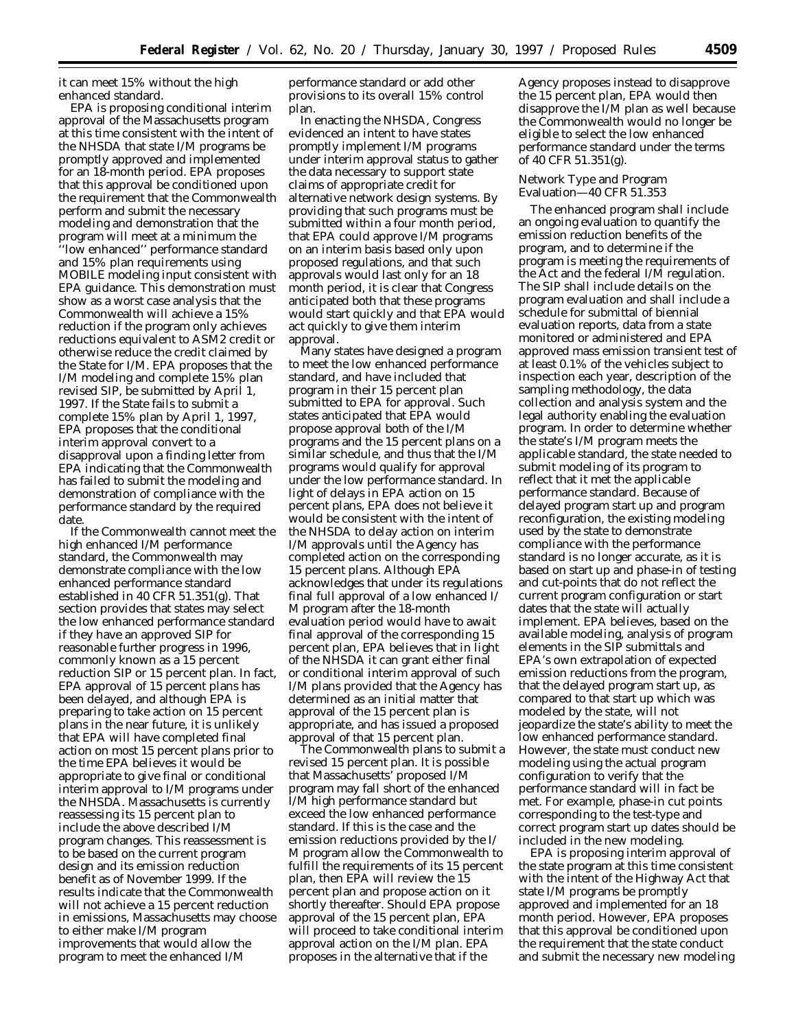it can meet 15% without the high enhanced standard.

EPA is proposing conditional interim approval of the Massachusetts program at this time consistent with the intent of the NHSDA that state I/M programs be promptly approved and implemented for an 18-month period. EPA proposes that this approval be conditioned upon the requirement that the Commonwealth perform and submit the necessary modeling and demonstration that the program will meet at a minimum the ''low enhanced'' performance standard and 15% plan requirements using MOBILE modeling input consistent with EPA guidance. This demonstration must show as a worst case analysis that the Commonwealth will achieve a 15% reduction if the program only achieves reductions equivalent to ASM2 credit or otherwise reduce the credit claimed by the State for I/M. EPA proposes that the I/M modeling and complete 15% plan revised SIP, be submitted by April 1, 1997. If the State fails to submit a complete 15% plan by April 1, 1997, EPA proposes that the conditional interim approval convert to a disapproval upon a finding letter from EPA indicating that the Commonwealth has failed to submit the modeling and demonstration of compliance with the performance standard by the required date.

If the Commonwealth cannot meet the high enhanced I/M performance standard, the Commonwealth may demonstrate compliance with the low enhanced performance standard established in 40 CFR 51.351(g). That section provides that states may select the low enhanced performance standard if they have an approved SIP for reasonable further progress in 1996, commonly known as a 15 percent reduction SIP or 15 percent plan. In fact, EPA approval of 15 percent plans has been delayed, and although EPA is preparing to take action on 15 percent plans in the near future, it is unlikely that EPA will have completed final action on most 15 percent plans prior to the time EPA believes it would be appropriate to give final or conditional interim approval to I/M programs under the NHSDA. Massachusetts is currently reassessing its 15 percent plan to include the above described I/M program changes. This reassessment is to be based on the current program design and its emission reduction benefit as of November 1999. If the results indicate that the Commonwealth will not achieve a 15 percent reduction in emissions, Massachusetts may choose to either make I/M program improvements that would allow the program to meet the enhanced I/M performance standard or add other provisions to its overall 15% control plan.

In enacting the NHSDA, Congress evidenced an intent to have states promptly implement I/M programs under interim approval status to gather the data necessary to support state claims of appropriate credit for alternative network design systems. By providing that such programs must be submitted within a four month period, that EPA could approve I/M programs on an interim basis based only upon proposed regulations, and that such approvals would last only for an 18 month period, it is clear that Congress anticipated both that these programs would start quickly and that EPA would act quickly to give them interim approval.

Many states have designed a program to meet the low enhanced performance standard, and have included that program in their 15 percent plan submitted to EPA for approval. Such states anticipated that EPA would propose approval both of the I/M programs and the 15 percent plans on a similar schedule, and thus that the I/M programs would qualify for approval under the low performance standard. In light of delays in EPA action on 15 percent plans, EPA does not believe it would be consistent with the intent of the NHSDA to delay action on interim I/M approvals until the Agency has completed action on the corresponding 15 percent plans. Although EPA acknowledges that under its regulations final full approval of a low enhanced I/M program after the 18-month evaluation period would have to await final approval of the corresponding 15 percent plan, EPA believes that in light of the NHSDA it can grant either final or conditional interim approval of such I/M plans provided that the Agency has determined as an initial matter that approval of the 15 percent plan is appropriate, and has issued a proposed approval of that 15 percent plan.

The Commonwealth plans to submit a revised 15 percent plan. It is possible that Massachusetts' proposed I/M program may fall short of the enhanced I/M high performance standard but exceed the low enhanced performance standard. If this is the case and the emission reductions provided by the I/M program allow the Commonwealth to fulfill the requirements of its 15 percent plan, then EPA will review the 15 percent plan and propose action on it shortly thereafter. Should EPA propose approval of the 15 percent plan, EPA will proceed to take conditional interim approval action on the I/M plan. EPA proposes in the alternative that if the Agency proposes instead to disapprove the 15 percent plan, EPA would then disapprove the I/M plan as well because the Commonwealth would no longer be eligible to select the low enhanced performance standard under the terms of 40 CFR 51.351(g).

*Network Type and Program Evaluation—40 CFR 51.353*

The enhanced program shall include an ongoing evaluation to quantify the emission reduction benefits of the program, and to determine if the program is meeting the requirements of the Act and the federal I/M regulation. The SIP shall include details on the program evaluation and shall include a schedule for submittal of biennial evaluation reports, data from a state monitored or administered and EPA approved mass emission transient test of at least 0.1% of the vehicles subject to inspection each year, description of the sampling methodology, the data collection and analysis system and the legal authority enabling the evaluation program. In order to determine whether the state's I/M program meets the applicable standard, the state needed to submit modeling of its program to reflect that it met the applicable performance standard. Because of delayed program start up and program reconfiguration, the existing modeling used by the state to demonstrate compliance with the performance standard is no longer accurate, as it is based on start up and phase-in of testing and cut-points that do not reflect the current program configuration or start dates that the state will actually implement. EPA believes, based on the available modeling, analysis of program elements in the SIP submittals and EPA's own extrapolation of expected emission reductions from the program, that the delayed program start up, as compared to that start up which was modeled by the state, will not jeopardize the state's ability to meet the low enhanced performance standard. However, the state must conduct new modeling using the actual program configuration to verify that the performance standard will in fact be met. For example, phase-in cut points corresponding to the test-type and correct program start up dates should be included in the new modeling.

EPA is proposing interim approval of the state program at this time consistent with the intent of the Highway Act that state I/M programs be promptly approved and implemented for an 18 month period. However, EPA proposes that this approval be conditioned upon the requirement that the state conduct and submit the necessary new modeling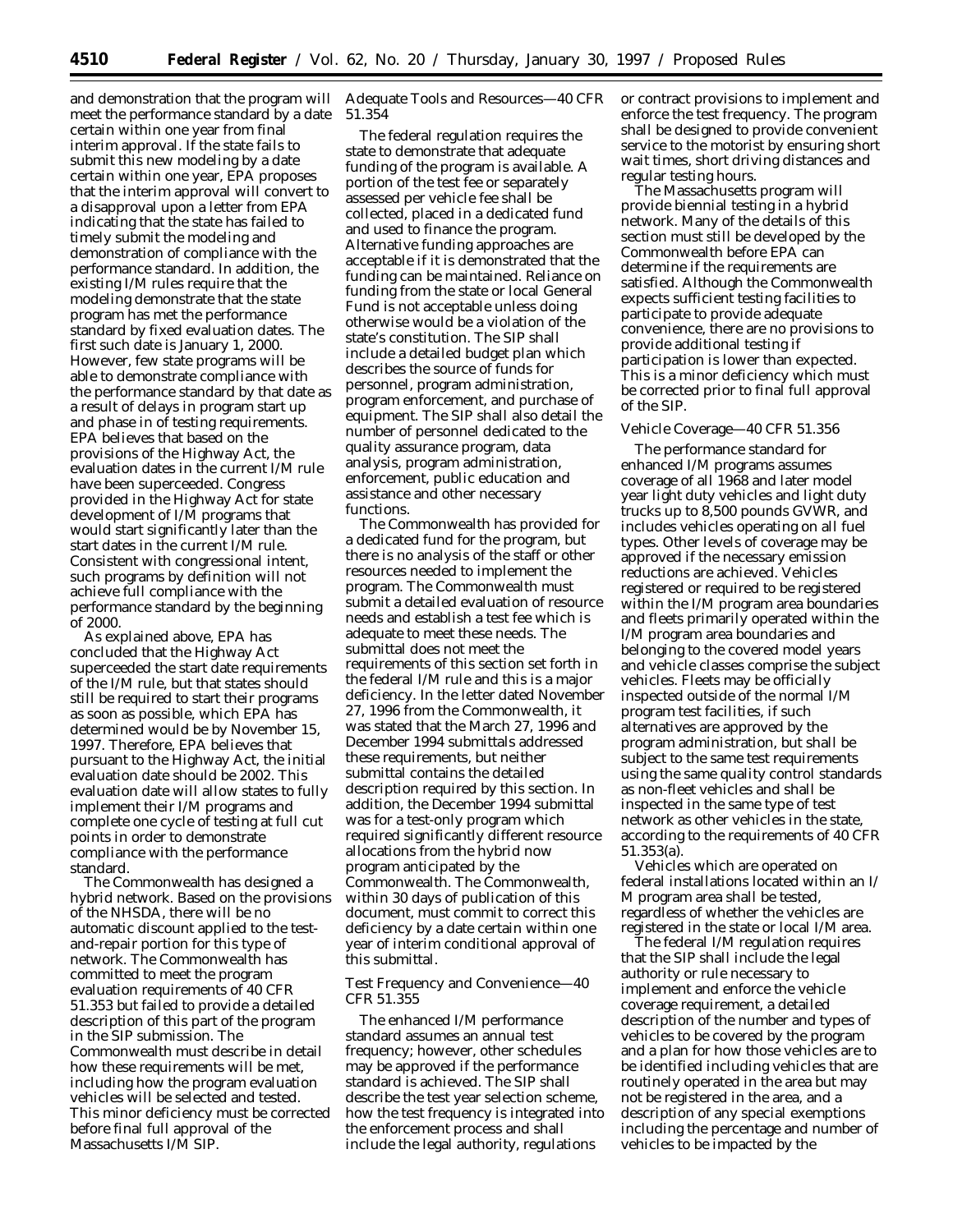and demonstration that the program will meet the performance standard by a date certain within one year from final interim approval. If the state fails to submit this new modeling by a date certain within one year, EPA proposes that the interim approval will convert to a disapproval upon a letter from EPA indicating that the state has failed to timely submit the modeling and demonstration of compliance with the performance standard. In addition, the existing I/M rules require that the modeling demonstrate that the state program has met the performance standard by fixed evaluation dates. The first such date is January 1, 2000. However, few state programs will be able to demonstrate compliance with the performance standard by that date as a result of delays in program start up and phase in of testing requirements. EPA believes that based on the provisions of the Highway Act, the evaluation dates in the current I/M rule have been superceeded. Congress provided in the Highway Act for state development of I/M programs that would start significantly later than the start dates in the current I/M rule. Consistent with congressional intent, such programs by definition will not achieve full compliance with the performance standard by the beginning of 2000.

As explained above, EPA has concluded that the Highway Act superceeded the start date requirements of the I/M rule, but that states should still be required to start their programs as soon as possible, which EPA has determined would be by November 15, 1997. Therefore, EPA believes that pursuant to the Highway Act, the initial evaluation date should be 2002. This evaluation date will allow states to fully implement their I/M programs and complete one cycle of testing at full cut points in order to demonstrate compliance with the performance standard.

The Commonwealth has designed a hybrid network. Based on the provisions of the NHSDA, there will be no automatic discount applied to the test-and-repair portion for this type of network. The Commonwealth has committed to meet the program evaluation requirements of 40 CFR 51.353 but failed to provide a detailed description of this part of the program in the SIP submission. The Commonwealth must describe in detail how these requirements will be met, including how the program evaluation vehicles will be selected and tested. This minor deficiency must be corrected before final full approval of the Massachusetts I/M SIP.

*Adequate Tools and Resources—40 CFR 51.354*

The federal regulation requires the state to demonstrate that adequate funding of the program is available. A portion of the test fee or separately assessed per vehicle fee shall be collected, placed in a dedicated fund and used to finance the program. Alternative funding approaches are acceptable if it is demonstrated that the funding can be maintained. Reliance on funding from the state or local General Fund is not acceptable unless doing otherwise would be a violation of the state's constitution. The SIP shall include a detailed budget plan which describes the source of funds for personnel, program administration, program enforcement, and purchase of equipment. The SIP shall also detail the number of personnel dedicated to the quality assurance program, data analysis, program administration, enforcement, public education and assistance and other necessary functions.

The Commonwealth has provided for a dedicated fund for the program, but there is no analysis of the staff or other resources needed to implement the program. The Commonwealth must submit a detailed evaluation of resource needs and establish a test fee which is adequate to meet these needs. The submittal does not meet the requirements of this section set forth in the federal I/M rule and this is a major deficiency. In the letter dated November 27, 1996 from the Commonwealth, it was stated that the March 27, 1996 and December 1994 submittals addressed these requirements, but neither submittal contains the detailed description required by this section. In addition, the December 1994 submittal was for a test-only program which required significantly different resource allocations from the hybrid now program anticipated by the Commonwealth. The Commonwealth, within 30 days of publication of this document, must commit to correct this deficiency by a date certain within one year of interim conditional approval of this submittal.

*Test Frequency and Convenience—40 CFR 51.355*

The enhanced I/M performance standard assumes an annual test frequency; however, other schedules may be approved if the performance standard is achieved. The SIP shall describe the test year selection scheme, how the test frequency is integrated into the enforcement process and shall include the legal authority, regulations or contract provisions to implement and enforce the test frequency. The program shall be designed to provide convenient service to the motorist by ensuring short wait times, short driving distances and regular testing hours.

The Massachusetts program will provide biennial testing in a hybrid network. Many of the details of this section must still be developed by the Commonwealth before EPA can determine if the requirements are satisfied. Although the Commonwealth expects sufficient testing facilities to participate to provide adequate convenience, there are no provisions to provide additional testing if participation is lower than expected. This is a minor deficiency which must be corrected prior to final full approval of the SIP.

*Vehicle Coverage—40 CFR 51.356*

The performance standard for enhanced I/M programs assumes coverage of all 1968 and later model year light duty vehicles and light duty trucks up to 8,500 pounds GVWR, and includes vehicles operating on all fuel types. Other levels of coverage may be approved if the necessary emission reductions are achieved. Vehicles registered or required to be registered within the I/M program area boundaries and fleets primarily operated within the I/M program area boundaries and belonging to the covered model years and vehicle classes comprise the subject vehicles. Fleets may be officially inspected outside of the normal I/M program test facilities, if such alternatives are approved by the program administration, but shall be subject to the same test requirements using the same quality control standards as non-fleet vehicles and shall be inspected in the same type of test network as other vehicles in the state, according to the requirements of 40 CFR 51.353(a).

Vehicles which are operated on federal installations located within an I/M program area shall be tested, regardless of whether the vehicles are registered in the state or local I/M area.

The federal I/M regulation requires that the SIP shall include the legal authority or rule necessary to implement and enforce the vehicle coverage requirement, a detailed description of the number and types of vehicles to be covered by the program and a plan for how those vehicles are to be identified including vehicles that are routinely operated in the area but may not be registered in the area, and a description of any special exemptions including the percentage and number of vehicles to be impacted by the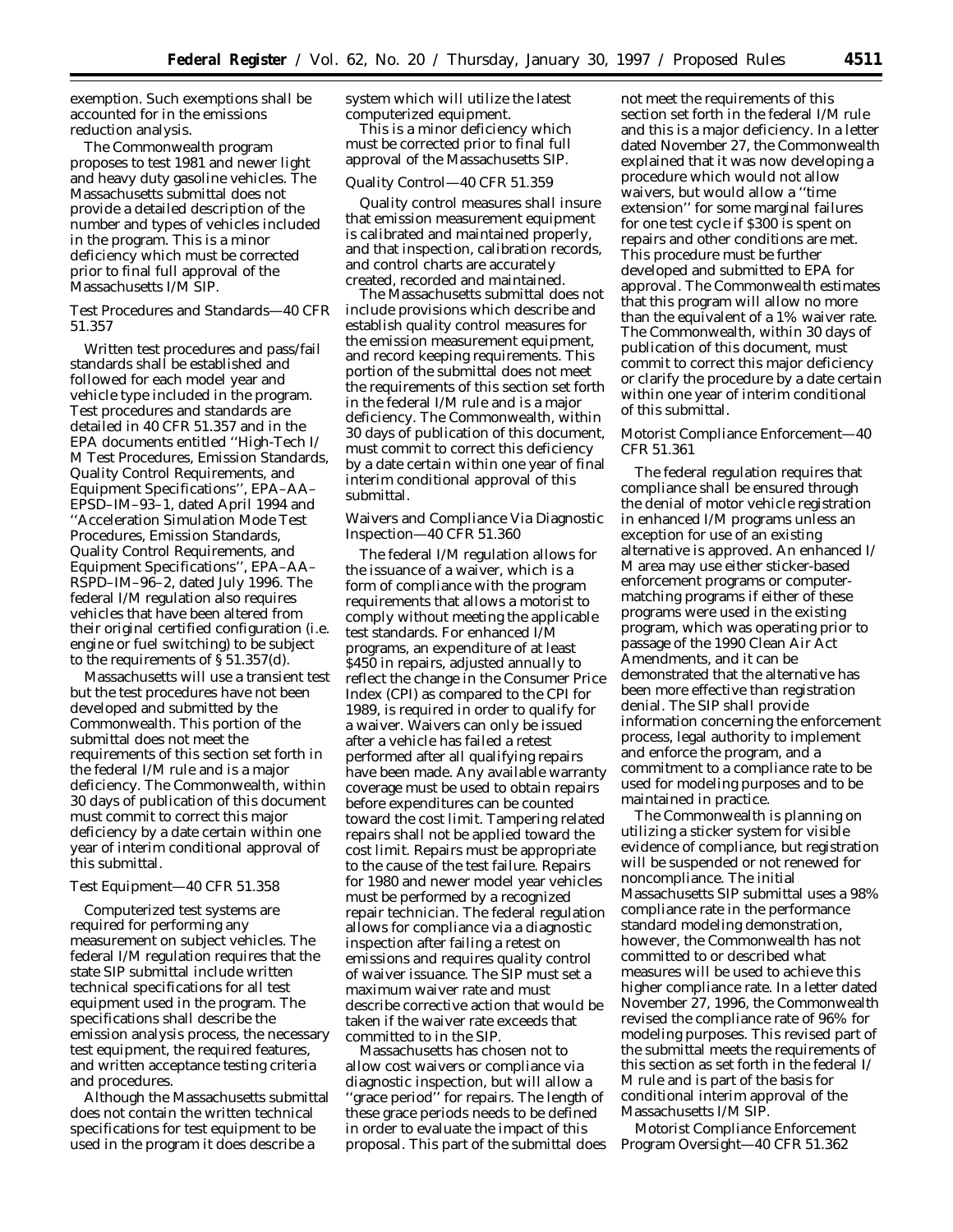exemption. Such exemptions shall be accounted for in the emissions reduction analysis.

The Commonwealth program proposes to test 1981 and newer light and heavy duty gasoline vehicles. The Massachusetts submittal does not provide a detailed description of the number and types of vehicles included in the program. This is a minor deficiency which must be corrected prior to final full approval of the Massachusetts I/M SIP.

*Test Procedures and Standards—40 CFR 51.357*

Written test procedures and pass/fail standards shall be established and followed for each model year and vehicle type included in the program. Test procedures and standards are detailed in 40 CFR 51.357 and in the EPA documents entitled ''High-Tech I/M Test Procedures, Emission Standards, Quality Control Requirements, and Equipment Specifications'', EPA–AA–EPSD–IM–93–1, dated April 1994 and ''Acceleration Simulation Mode Test Procedures, Emission Standards, Quality Control Requirements, and Equipment Specifications'', EPA–AA–RSPD–IM–96–2, dated July 1996. The federal I/M regulation also requires vehicles that have been altered from their original certified configuration (i.e. engine or fuel switching) to be subject to the requirements of § 51.357(d).

Massachusetts will use a transient test but the test procedures have not been developed and submitted by the Commonwealth. This portion of the submittal does not meet the requirements of this section set forth in the federal I/M rule and is a major deficiency. The Commonwealth, within 30 days of publication of this document must commit to correct this major deficiency by a date certain within one year of interim conditional approval of this submittal.

*Test Equipment—40 CFR 51.358*

Computerized test systems are required for performing any measurement on subject vehicles. The federal I/M regulation requires that the state SIP submittal include written technical specifications for all test equipment used in the program. The specifications shall describe the emission analysis process, the necessary test equipment, the required features, and written acceptance testing criteria and procedures.

Although the Massachusetts submittal does not contain the written technical specifications for test equipment to be used in the program it does describe a system which will utilize the latest computerized equipment.

This is a minor deficiency which must be corrected prior to final full approval of the Massachusetts SIP.

*Quality Control—40 CFR 51.359*

Quality control measures shall insure that emission measurement equipment is calibrated and maintained properly, and that inspection, calibration records, and control charts are accurately created, recorded and maintained.

The Massachusetts submittal does not include provisions which describe and establish quality control measures for the emission measurement equipment, and record keeping requirements. This portion of the submittal does not meet the requirements of this section set forth in the federal I/M rule and is a major deficiency. The Commonwealth, within 30 days of publication of this document, must commit to correct this deficiency by a date certain within one year of final interim conditional approval of this submittal.

*Waivers and Compliance Via Diagnostic Inspection—40 CFR 51.360*

The federal I/M regulation allows for the issuance of a waiver, which is a form of compliance with the program requirements that allows a motorist to comply without meeting the applicable test standards. For enhanced I/M programs, an expenditure of at least $450 in repairs, adjusted annually to reflect the change in the Consumer Price Index (CPI) as compared to the CPI for 1989, is required in order to qualify for a waiver. Waivers can only be issued after a vehicle has failed a retest performed after all qualifying repairs have been made. Any available warranty coverage must be used to obtain repairs before expenditures can be counted toward the cost limit. Tampering related repairs shall not be applied toward the cost limit. Repairs must be appropriate to the cause of the test failure. Repairs for 1980 and newer model year vehicles must be performed by a recognized repair technician. The federal regulation allows for compliance via a diagnostic inspection after failing a retest on emissions and requires quality control of waiver issuance. The SIP must set a maximum waiver rate and must describe corrective action that would be taken if the waiver rate exceeds that committed to in the SIP.

Massachusetts has chosen not to allow cost waivers or compliance via diagnostic inspection, but will allow a ''grace period'' for repairs. The length of these grace periods needs to be defined in order to evaluate the impact of this proposal. This part of the submittal does not meet the requirements of this section set forth in the federal I/M rule and this is a major deficiency. In a letter dated November 27, the Commonwealth explained that it was now developing a procedure which would not allow waivers, but would allow a ''time extension'' for some marginal failures for one test cycle if $300 is spent on repairs and other conditions are met. This procedure must be further developed and submitted to EPA for approval. The Commonwealth estimates that this program will allow no more than the equivalent of a 1% waiver rate. The Commonwealth, within 30 days of publication of this document, must commit to correct this major deficiency or clarify the procedure by a date certain within one year of interim conditional of this submittal.

*Motorist Compliance Enforcement—40 CFR 51.361*

The federal regulation requires that compliance shall be ensured through the denial of motor vehicle registration in enhanced I/M programs unless an exception for use of an existing alternative is approved. An enhanced I/M area may use either sticker-based enforcement programs or computer-matching programs if either of these programs were used in the existing program, which was operating prior to passage of the 1990 Clean Air Act Amendments, and it can be demonstrated that the alternative has been more effective than registration denial. The SIP shall provide information concerning the enforcement process, legal authority to implement and enforce the program, and a commitment to a compliance rate to be used for modeling purposes and to be maintained in practice.

The Commonwealth is planning on utilizing a sticker system for visible evidence of compliance, but registration will be suspended or not renewed for noncompliance. The initial Massachusetts SIP submittal uses a 98% compliance rate in the performance standard modeling demonstration, however, the Commonwealth has not committed to or described what measures will be used to achieve this higher compliance rate. In a letter dated November 27, 1996, the Commonwealth revised the compliance rate of 96% for modeling purposes. This revised part of the submittal meets the requirements of this section as set forth in the federal I/M rule and is part of the basis for conditional interim approval of the Massachusetts I/M SIP.

*Motorist Compliance Enforcement Program Oversight—40 CFR 51.362*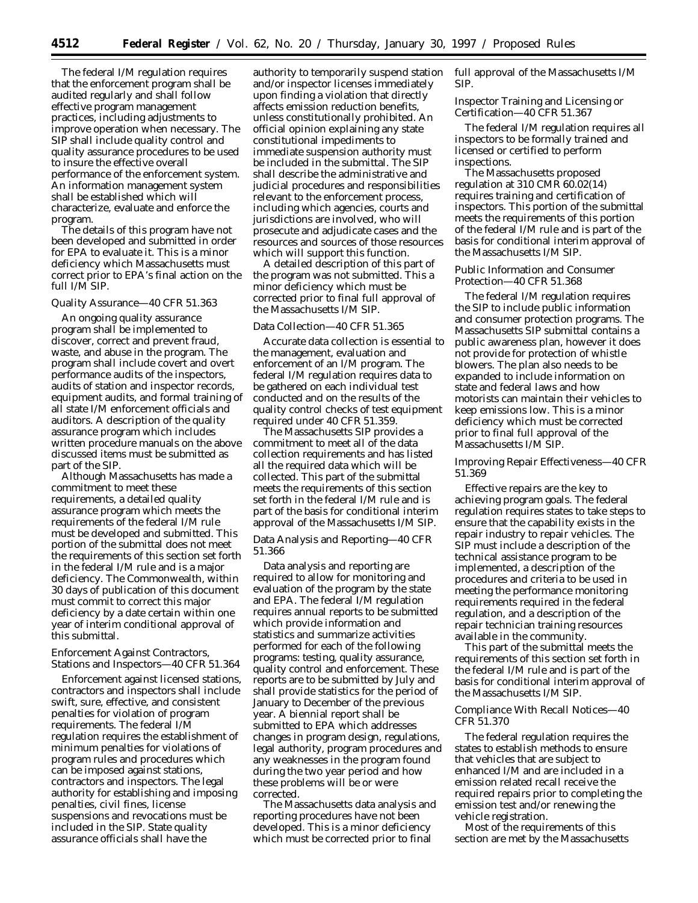The federal I/M regulation requires that the enforcement program shall be audited regularly and shall follow effective program management practices, including adjustments to improve operation when necessary. The SIP shall include quality control and quality assurance procedures to be used to insure the effective overall performance of the enforcement system. An information management system shall be established which will characterize, evaluate and enforce the program.

The details of this program have not been developed and submitted in order for EPA to evaluate it. This is a minor deficiency which Massachusetts must correct prior to EPA's final action on the full I/M SIP.

### Quality Assurance—40 CFR 51.363

An ongoing quality assurance program shall be implemented to discover, correct and prevent fraud, waste, and abuse in the program. The program shall include covert and overt performance audits of the inspectors, audits of station and inspector records, equipment audits, and formal training of all state I/M enforcement officials and auditors. A description of the quality assurance program which includes written procedure manuals on the above discussed items must be submitted as part of the SIP.

Although Massachusetts has made a commitment to meet these requirements, a detailed quality assurance program which meets the requirements of the federal I/M rule must be developed and submitted. This portion of the submittal does not meet the requirements of this section set forth in the federal I/M rule and is a major deficiency. The Commonwealth, within 30 days of publication of this document must commit to correct this major deficiency by a date certain within one year of interim conditional approval of this submittal.

### Enforcement Against Contractors, Stations and Inspectors—40 CFR 51.364

Enforcement against licensed stations, contractors and inspectors shall include swift, sure, effective, and consistent penalties for violation of program requirements. The federal I/M regulation requires the establishment of minimum penalties for violations of program rules and procedures which can be imposed against stations, contractors and inspectors. The legal authority for establishing and imposing penalties, civil fines, license suspensions and revocations must be included in the SIP. State quality assurance officials shall have the authority to temporarily suspend station and/or inspector licenses immediately upon finding a violation that directly affects emission reduction benefits, unless constitutionally prohibited. An official opinion explaining any state constitutional impediments to immediate suspension authority must be included in the submittal. The SIP shall describe the administrative and judicial procedures and responsibilities relevant to the enforcement process, including which agencies, courts and jurisdictions are involved, who will prosecute and adjudicate cases and the resources and sources of those resources which will support this function.

A detailed description of this part of the program was not submitted. This a minor deficiency which must be corrected prior to final full approval of the Massachusetts I/M SIP.

### Data Collection—40 CFR 51.365

Accurate data collection is essential to the management, evaluation and enforcement of an I/M program. The federal I/M regulation requires data to be gathered on each individual test conducted and on the results of the quality control checks of test equipment required under 40 CFR 51.359.

The Massachusetts SIP provides a commitment to meet all of the data collection requirements and has listed all the required data which will be collected. This part of the submittal meets the requirements of this section set forth in the federal I/M rule and is part of the basis for conditional interim approval of the Massachusetts I/M SIP.

### Data Analysis and Reporting—40 CFR 51.366

Data analysis and reporting are required to allow for monitoring and evaluation of the program by the state and EPA. The federal I/M regulation requires annual reports to be submitted which provide information and statistics and summarize activities performed for each of the following programs: testing, quality assurance, quality control and enforcement. These reports are to be submitted by July and shall provide statistics for the period of January to December of the previous year. A biennial report shall be submitted to EPA which addresses changes in program design, regulations, legal authority, program procedures and any weaknesses in the program found during the two year period and how these problems will be or were corrected.

The Massachusetts data analysis and reporting procedures have not been developed. This is a minor deficiency which must be corrected prior to final full approval of the Massachusetts I/M SIP.

### Inspector Training and Licensing or Certification—40 CFR 51.367

The federal I/M regulation requires all inspectors to be formally trained and licensed or certified to perform inspections.

The Massachusetts proposed regulation at 310 CMR 60.02(14) requires training and certification of inspectors. This portion of the submittal meets the requirements of this portion of the federal I/M rule and is part of the basis for conditional interim approval of the Massachusetts I/M SIP.

### Public Information and Consumer Protection—40 CFR 51.368

The federal I/M regulation requires the SIP to include public information and consumer protection programs. The Massachusetts SIP submittal contains a public awareness plan, however it does not provide for protection of whistle blowers. The plan also needs to be expanded to include information on state and federal laws and how motorists can maintain their vehicles to keep emissions low. This is a minor deficiency which must be corrected prior to final full approval of the Massachusetts I/M SIP.

### Improving Repair Effectiveness—40 CFR 51.369

Effective repairs are the key to achieving program goals. The federal regulation requires states to take steps to ensure that the capability exists in the repair industry to repair vehicles. The SIP must include a description of the technical assistance program to be implemented, a description of the procedures and criteria to be used in meeting the performance monitoring requirements required in the federal regulation, and a description of the repair technician training resources available in the community.

This part of the submittal meets the requirements of this section set forth in the federal I/M rule and is part of the basis for conditional interim approval of the Massachusetts I/M SIP.

### Compliance With Recall Notices—40 CFR 51.370

The federal regulation requires the states to establish methods to ensure that vehicles that are subject to enhanced I/M and are included in a emission related recall receive the required repairs prior to completing the emission test and/or renewing the vehicle registration.

Most of the requirements of this section are met by the Massachusetts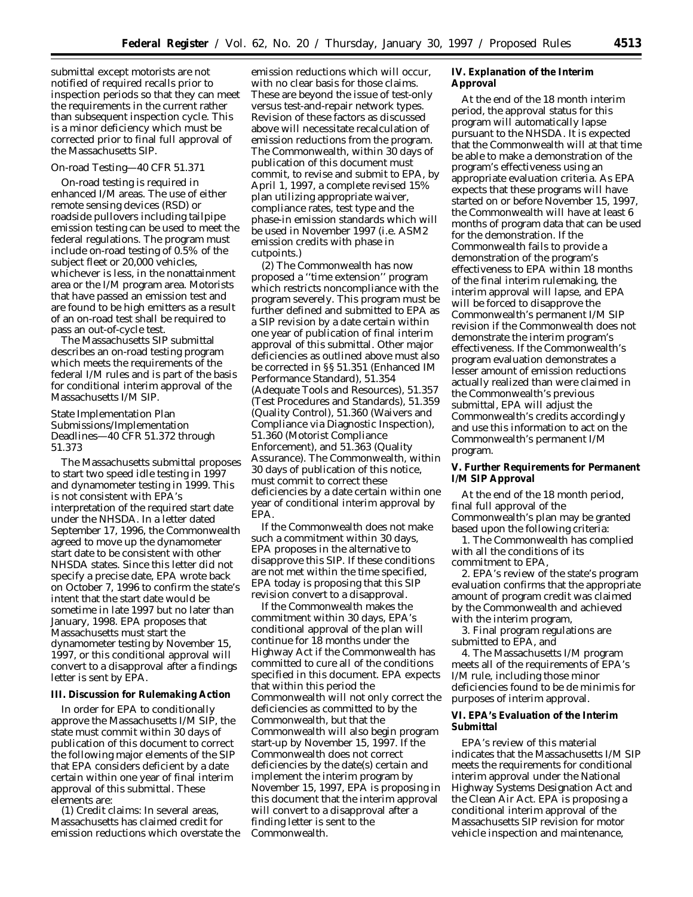submittal except motorists are not notified of required recalls prior to inspection periods so that they can meet the requirements in the current rather than subsequent inspection cycle. This is a minor deficiency which must be corrected prior to final full approval of the Massachusetts SIP.

*On-road Testing—40 CFR 51.371*

On-road testing is required in enhanced I/M areas. The use of either remote sensing devices (RSD) or roadside pullovers including tailpipe emission testing can be used to meet the federal regulations. The program must include on-road testing of 0.5% of the subject fleet or 20,000 vehicles, whichever is less, in the nonattainment area or the I/M program area. Motorists that have passed an emission test and are found to be high emitters as a result of an on-road test shall be required to pass an out-of-cycle test.

The Massachusetts SIP submittal describes an on-road testing program which meets the requirements of the federal I/M rules and is part of the basis for conditional interim approval of the Massachusetts I/M SIP.

*State Implementation Plan Submissions/Implementation Deadlines—40 CFR 51.372 through 51.373*

The Massachusetts submittal proposes to start two speed idle testing in 1997 and dynamometer testing in 1999. This is not consistent with EPA's interpretation of the required start date under the NHSDA. In a letter dated September 17, 1996, the Commonwealth agreed to move up the dynamometer start date to be consistent with other NHSDA states. Since this letter did not specify a precise date, EPA wrote back on October 7, 1996 to confirm the state's intent that the start date would be sometime in late 1997 but no later than January, 1998. EPA proposes that Massachusetts must start the dynamometer testing by November 15, 1997, or this conditional approval will convert to a disapproval after a findings letter is sent by EPA.

## III. Discussion for Rulemaking Action

In order for EPA to conditionally approve the Massachusetts I/M SIP, the state must commit within 30 days of publication of this document to correct the following major elements of the SIP that EPA considers deficient by a date certain within one year of final interim approval of this submittal. These elements are:

(1) Credit claims: In several areas, Massachusetts has claimed credit for emission reductions which overstate the emission reductions which will occur, with no clear basis for those claims. These are beyond the issue of test-only versus test-and-repair network types. Revision of these factors as discussed above will necessitate recalculation of emission reductions from the program. The Commonwealth, within 30 days of publication of this document must commit, to revise and submit to EPA, by April 1, 1997, a complete revised 15% plan utilizing appropriate waiver, compliance rates, test type and the phase-in emission standards which will be used in November 1997 (i.e. ASM2 emission credits with phase in cutpoints.)

(2) The Commonwealth has now proposed a "time extension" program which restricts noncompliance with the program severely. This program must be further defined and submitted to EPA as a SIP revision by a date certain within one year of publication of final interim approval of this submittal. Other major deficiencies as outlined above must also be corrected in §§ 51.351 (Enhanced IM Performance Standard), 51.354 (Adequate Tools and Resources), 51.357 (Test Procedures and Standards), 51.359 (Quality Control), 51.360 (Waivers and Compliance via Diagnostic Inspection), 51.360 (Motorist Compliance Enforcement), and 51.363 (Quality Assurance). The Commonwealth, within 30 days of publication of this notice, must commit to correct these deficiencies by a date certain within one year of conditional interim approval by EPA.

If the Commonwealth does not make such a commitment within 30 days, EPA proposes in the alternative to disapprove this SIP. If these conditions are not met within the time specified, EPA today is proposing that this SIP revision convert to a disapproval.

If the Commonwealth makes the commitment within 30 days, EPA's conditional approval of the plan will continue for 18 months under the Highway Act if the Commonwealth has committed to cure all of the conditions specified in this document. EPA expects that within this period the Commonwealth will not only correct the deficiencies as committed to by the Commonwealth, but that the Commonwealth will also begin program start-up by November 15, 1997. If the Commonwealth does not correct deficiencies by the date(s) certain and implement the interim program by November 15, 1997, EPA is proposing in this document that the interim approval will convert to a disapproval after a finding letter is sent to the Commonwealth.

## IV. Explanation of the Interim Approval

At the end of the 18 month interim period, the approval status for this program will automatically lapse pursuant to the NHSDA. It is expected that the Commonwealth will at that time be able to make a demonstration of the program's effectiveness using an appropriate evaluation criteria. As EPA expects that these programs will have started on or before November 15, 1997, the Commonwealth will have at least 6 months of program data that can be used for the demonstration. If the Commonwealth fails to provide a demonstration of the program's effectiveness to EPA within 18 months of the final interim rulemaking, the interim approval will lapse, and EPA will be forced to disapprove the Commonwealth's permanent I/M SIP revision if the Commonwealth does not demonstrate the interim program's effectiveness. If the Commonwealth's program evaluation demonstrates a lesser amount of emission reductions actually realized than were claimed in the Commonwealth's previous submittal, EPA will adjust the Commonwealth's credits accordingly and use this information to act on the Commonwealth's permanent I/M program.

## V. Further Requirements for Permanent I/M SIP Approval

At the end of the 18 month period, final full approval of the Commonwealth's plan may be granted based upon the following criteria:

1. The Commonwealth has complied with all the conditions of its commitment to EPA,
2. EPA's review of the state's program evaluation confirms that the appropriate amount of program credit was claimed by the Commonwealth and achieved with the interim program,
3. Final program regulations are submitted to EPA, and
4. The Massachusetts I/M program meets all of the requirements of EPA's I/M rule, including those minor deficiencies found to be de minimis for purposes of interim approval.

## VI. EPA's Evaluation of the Interim Submittal

EPA's review of this material indicates that the Massachusetts I/M SIP meets the requirements for conditional interim approval under the National Highway Systems Designation Act and the Clean Air Act. EPA is proposing a conditional interim approval of the Massachusetts SIP revision for motor vehicle inspection and maintenance,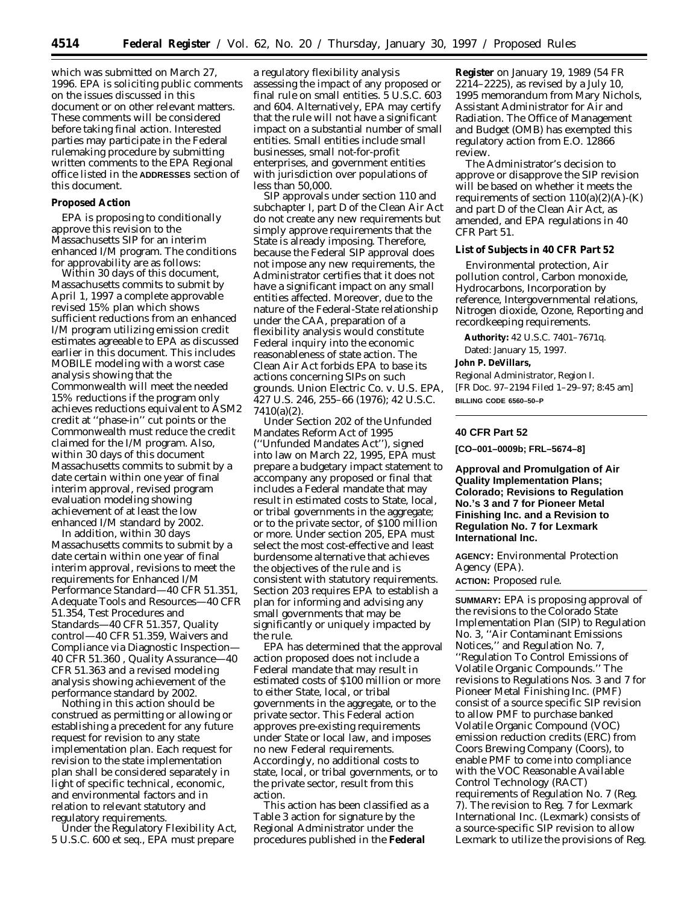which was submitted on March 27, 1996. EPA is soliciting public comments on the issues discussed in this document or on other relevant matters. These comments will be considered before taking final action. Interested parties may participate in the Federal rulemaking procedure by submitting written comments to the EPA Regional office listed in the **ADDRESSES** section of this document.

**Proposed Action**

EPA is proposing to conditionally approve this revision to the Massachusetts SIP for an interim enhanced I/M program. The conditions for approvability are as follows:

Within 30 days of this document, Massachusetts commits to submit by April 1, 1997 a complete approvable revised 15% plan which shows sufficient reductions from an enhanced I/M program utilizing emission credit estimates agreeable to EPA as discussed earlier in this document. This includes MOBILE modeling with a worst case analysis showing that the Commonwealth will meet the needed 15% reductions if the program only achieves reductions equivalent to ASM2 credit at ''phase-in'' cut points or the Commonwealth must reduce the credit claimed for the I/M program. Also, within 30 days of this document Massachusetts commits to submit by a date certain within one year of final interim approval, revised program evaluation modeling showing achievement of at least the low enhanced I/M standard by 2002.

In addition, within 30 days Massachusetts commits to submit by a date certain within one year of final interim approval, revisions to meet the requirements for Enhanced I/M Performance Standard—40 CFR 51.351, Adequate Tools and Resources—40 CFR 51.354, Test Procedures and Standards—40 CFR 51.357, Quality control—40 CFR 51.359, Waivers and Compliance via Diagnostic Inspection—40 CFR 51.360 , Quality Assurance—40 CFR 51.363 and a revised modeling analysis showing achievement of the performance standard by 2002.

Nothing in this action should be construed as permitting or allowing or establishing a precedent for any future request for revision to any state implementation plan. Each request for revision to the state implementation plan shall be considered separately in light of specific technical, economic, and environmental factors and in relation to relevant statutory and regulatory requirements.

Under the Regulatory Flexibility Act, 5 U.S.C. 600 et seq., EPA must prepare a regulatory flexibility analysis assessing the impact of any proposed or final rule on small entities. 5 U.S.C. 603 and 604. Alternatively, EPA may certify that the rule will not have a significant impact on a substantial number of small entities. Small entities include small businesses, small not-for-profit enterprises, and government entities with jurisdiction over populations of less than 50,000.

SIP approvals under section 110 and subchapter I, part D of the Clean Air Act do not create any new requirements but simply approve requirements that the State is already imposing. Therefore, because the Federal SIP approval does not impose any new requirements, the Administrator certifies that it does not have a significant impact on any small entities affected. Moreover, due to the nature of the Federal-State relationship under the CAA, preparation of a flexibility analysis would constitute Federal inquiry into the economic reasonableness of state action. The Clean Air Act forbids EPA to base its actions concerning SIPs on such grounds. Union Electric Co. v. U.S. EPA, 427 U.S. 246, 255–66 (1976); 42 U.S.C. 7410(a)(2).

Under Section 202 of the Unfunded Mandates Reform Act of 1995 (''Unfunded Mandates Act''), signed into law on March 22, 1995, EPA must prepare a budgetary impact statement to accompany any proposed or final rule that includes a Federal mandate that may result in estimated costs to State, local, or tribal governments in the aggregate; or to the private sector, of $100 million or more. Under section 205, EPA must select the most cost-effective and least burdensome alternative that achieves the objectives of the rule and is consistent with statutory requirements. Section 203 requires EPA to establish a plan for informing and advising any small governments that may be significantly or uniquely impacted by the rule.

EPA has determined that the approval action proposed does not include a Federal mandate that may result in estimated costs of $100 million or more to either State, local, or tribal governments in the aggregate, or to the private sector. This Federal action approves pre-existing requirements under State or local law, and imposes no new Federal requirements. Accordingly, no additional costs to state, local, or tribal governments, or to the private sector, result from this action.

This action has been classified as a Table 3 action for signature by the Regional Administrator under the procedures published in the **Federal Register** on January 19, 1989 (54 FR 2214–2225), as revised by a July 10, 1995 memorandum from Mary Nichols, Assistant Administrator for Air and Radiation. The Office of Management and Budget (OMB) has exempted this regulatory action from E.O. 12866 review.

The Administrator's decision to approve or disapprove the SIP revision will be based on whether it meets the requirements of section 110(a)(2)(A)-(K) and part D of the Clean Air Act, as amended, and EPA regulations in 40 CFR Part 51.

**List of Subjects in 40 CFR Part 52**

Environmental protection, Air pollution control, Carbon monoxide, Hydrocarbons, Incorporation by reference, Intergovernmental relations, Nitrogen dioxide, Ozone, Reporting and recordkeeping requirements.

**Authority:** 42 U.S.C. 7401–7671q.

Dated: January 15, 1997.

**John P. DeVillars,**

*Regional Administrator, Region I.*

[FR Doc. 97–2194 Filed 1–29–97; 8:45 am]

**BILLING CODE 6560–50–P**

---

**40 CFR Part 52**

**[CO–001–0009b; FRL–5674–8]**

## Approval and Promulgation of Air Quality Implementation Plans; Colorado; Revisions to Regulation No.'s 3 and 7 for Pioneer Metal Finishing Inc. and a Revision to Regulation No. 7 for Lexmark International Inc.

**AGENCY:** Environmental Protection Agency (EPA).

**ACTION:** Proposed rule.

**SUMMARY:** EPA is proposing approval of the revisions to the Colorado State Implementation Plan (SIP) to Regulation No. 3, ''Air Contaminant Emissions Notices,'' and Regulation No. 7, ''Regulation To Control Emissions of Volatile Organic Compounds.'' The revisions to Regulations Nos. 3 and 7 for Pioneer Metal Finishing Inc. (PMF) consist of a source specific SIP revision to allow PMF to purchase banked Volatile Organic Compound (VOC) emission reduction credits (ERC) from Coors Brewing Company (Coors), to enable PMF to come into compliance with the VOC Reasonable Available Control Technology (RACT) requirements of Regulation No. 7 (Reg. 7). The revision to Reg. 7 for Lexmark International Inc. (Lexmark) consists of a source-specific SIP revision to allow Lexmark to utilize the provisions of Reg.